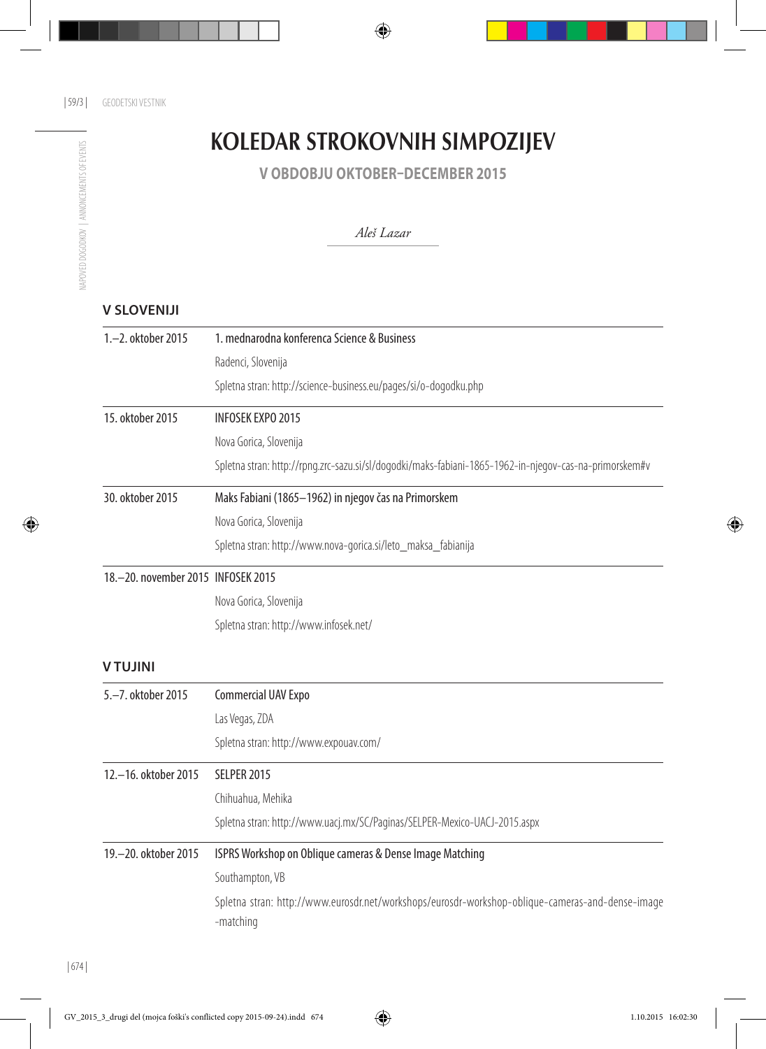# KOLEDAR STROKOVNIH SIMPOZIJEV

## V OBDOBJU OKTOBER–DECEMBER 2015

*Aleš Lazar*

### V SLOVENIJI

| | |
|---|---|
| 1.–2. oktober 2015 | 1. mednarodna konferenca Science & Business<br>Radenci, Slovenija<br>Spletna stran: http://science-business.eu/pages/si/o-dogodku.php |
| 15. oktober 2015 | INFOSEK EXPO 2015<br>Nova Gorica, Slovenija<br>Spletna stran: http://rpng.zrc-sazu.si/sl/dogodki/maks-fabiani-1865-1962-in-njegov-cas-na-primorskem#v |
| 30. oktober 2015 | Maks Fabiani (1865–1962) in njegov čas na Primorskem<br>Nova Gorica, Slovenija<br>Spletna stran: http://www.nova-gorica.si/leto_maksa_fabianija |
| 18.–20. november 2015 | INFOSEK 2015<br>Nova Gorica, Slovenija<br>Spletna stran: http://www.infosek.net/ |

### V TUJINI

| | |
|---|---|
| 5.–7. oktober 2015 | Commercial UAV Expo<br>Las Vegas, ZDA<br>Spletna stran: http://www.expouav.com/ |
| 12.–16. oktober 2015 | SELPER 2015<br>Chihuahua, Mehika<br>Spletna stran: http://www.uacj.mx/SC/Paginas/SELPER-Mexico-UACJ-2015.aspx |
| 19.–20. oktober 2015 | ISPRS Workshop on Oblique cameras & Dense Image Matching<br>Southampton, VB<br>Spletna stran: http://www.eurosdr.net/workshops/eurosdr-workshop-oblique-cameras-and-dense-image-matching |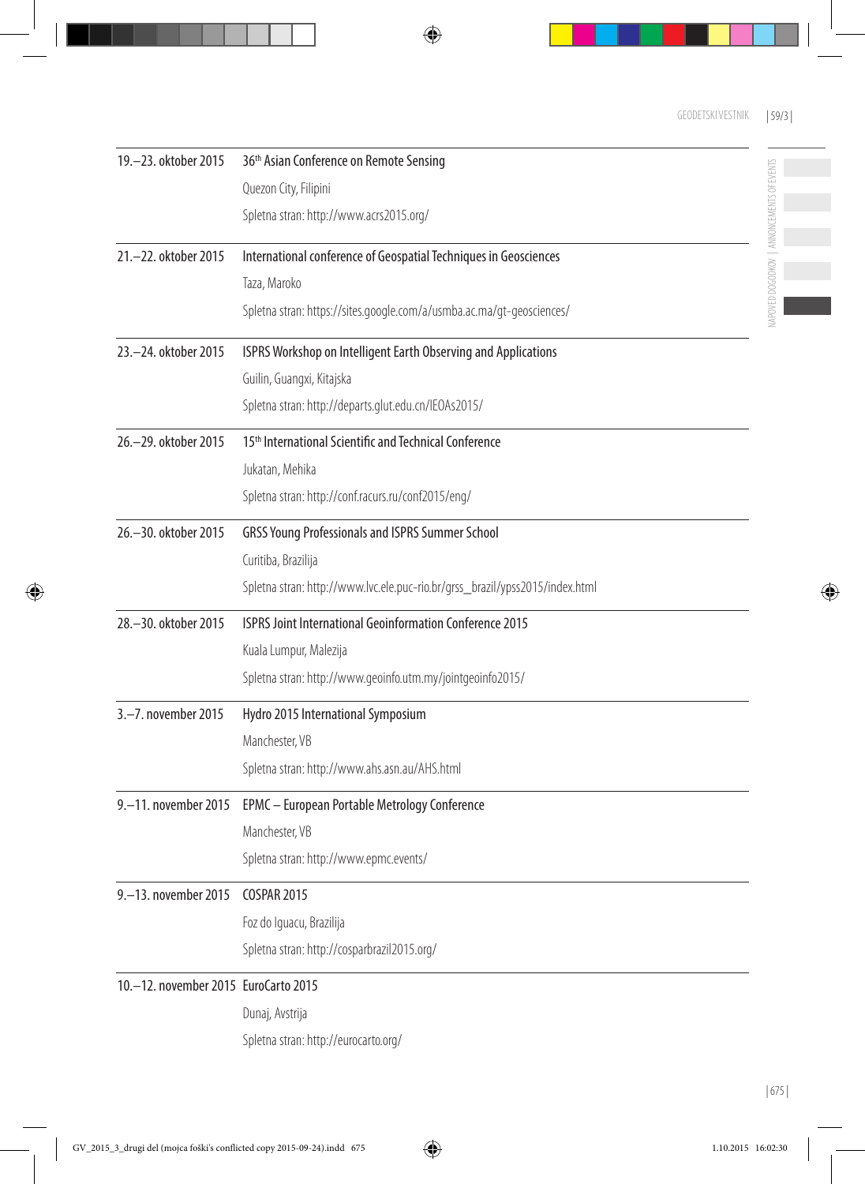| | |
|---|---|
| 19.–23. oktober 2015 | 36th Asian Conference on Remote Sensing<br>Quezon City, Filipini<br>Spletna stran: http://www.acrs2015.org/ |
| 21.–22. oktober 2015 | International conference of Geospatial Techniques in Geosciences<br>Taza, Maroko<br>Spletna stran: https://sites.google.com/a/usmba.ac.ma/gt-geosciences/ |
| 23.–24. oktober 2015 | ISPRS Workshop on Intelligent Earth Observing and Applications<br>Guilin, Guangxi, Kitajska<br>Spletna stran: http://departs.glut.edu.cn/IEOAs2015/ |
| 26.–29. oktober 2015 | 15th International Scientific and Technical Conference<br>Jukatan, Mehika<br>Spletna stran: http://conf.racurs.ru/conf2015/eng/ |
| 26.–30. oktober 2015 | GRSS Young Professionals and ISPRS Summer School<br>Curitiba, Brazilija<br>Spletna stran: http://www.lvc.ele.puc-rio.br/grss_brazil/ypss2015/index.html |
| 28.–30. oktober 2015 | ISPRS Joint International Geoinformation Conference 2015<br>Kuala Lumpur, Malezija<br>Spletna stran: http://www.geoinfo.utm.my/jointgeoinfo2015/ |
| 3.–7. november 2015 | Hydro 2015 International Symposium<br>Manchester, VB<br>Spletna stran: http://www.ahs.asn.au/AHS.html |
| 9.–11. november 2015 | EPMC – European Portable Metrology Conference<br>Manchester, VB<br>Spletna stran: http://www.epmc.events/ |
| 9.–13. november 2015 | COSPAR 2015<br>Foz do Iguacu, Brazilija<br>Spletna stran: http://cosparbrazil2015.org/ |
| 10.–12. november 2015 | EuroCarto 2015<br>Dunaj, Avstrija<br>Spletna stran: http://eurocarto.org/ |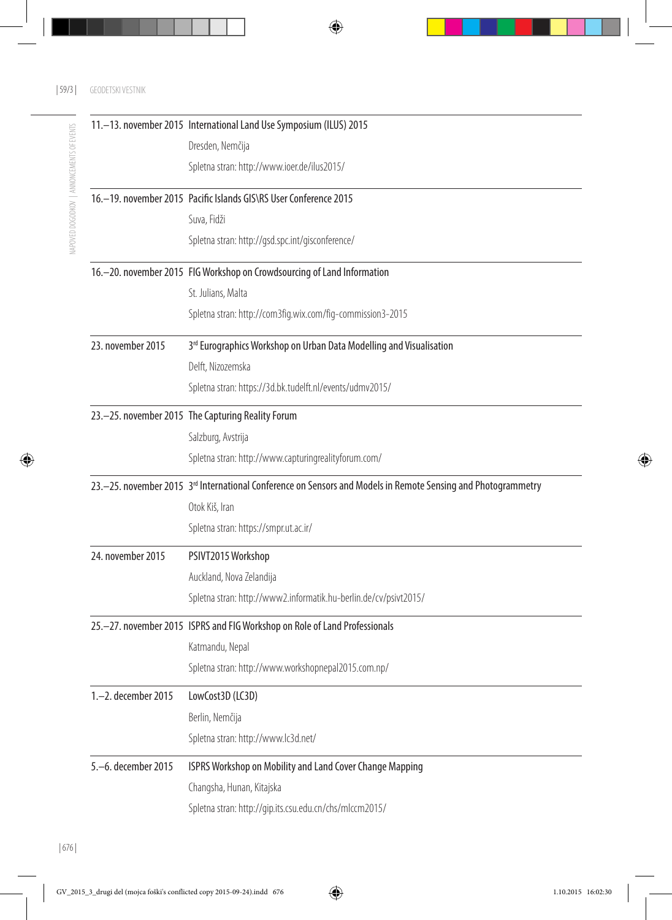| | |
|---|---|
| 11.–13. november 2015 | International Land Use Symposium (ILUS) 2015 |
| | Dresden, Nemčija |
| | Spletna stran: http://www.ioer.de/ilus2015/ |
| 16.–19. november 2015 | Pacific Islands GIS\RS User Conference 2015 |
| | Suva, Fidži |
| | Spletna stran: http://gsd.spc.int/gisconference/ |
| 16.–20. november 2015 | FIG Workshop on Crowdsourcing of Land Information |
| | St. Julians, Malta |
| | Spletna stran: http://com3fig.wix.com/fig-commission3-2015 |
| 23. november 2015 | 3rd Eurographics Workshop on Urban Data Modelling and Visualisation |
| | Delft, Nizozemska |
| | Spletna stran: https://3d.bk.tudelft.nl/events/udmv2015/ |
| 23.–25. november 2015 | The Capturing Reality Forum |
| | Salzburg, Avstrija |
| | Spletna stran: http://www.capturingrealityforum.com/ |
| 23.–25. november 2015 | 3rd International Conference on Sensors and Models in Remote Sensing and Photogrammetry |
| | Otok Kiš, Iran |
| | Spletna stran: https://smpr.ut.ac.ir/ |
| 24. november 2015 | PSIVT2015 Workshop |
| | Auckland, Nova Zelandija |
| | Spletna stran: http://www2.informatik.hu-berlin.de/cv/psivt2015/ |
| 25.–27. november 2015 | ISPRS and FIG Workshop on Role of Land Professionals |
| | Katmandu, Nepal |
| | Spletna stran: http://www.workshopnepal2015.com.np/ |
| 1.–2. december 2015 | LowCost3D (LC3D) |
| | Berlin, Nemčija |
| | Spletna stran: http://www.lc3d.net/ |
| 5.–6. december 2015 | ISPRS Workshop on Mobility and Land Cover Change Mapping |
| | Changsha, Hunan, Kitajska |
| | Spletna stran: http://gip.its.csu.edu.cn/chs/mlccm2015/ |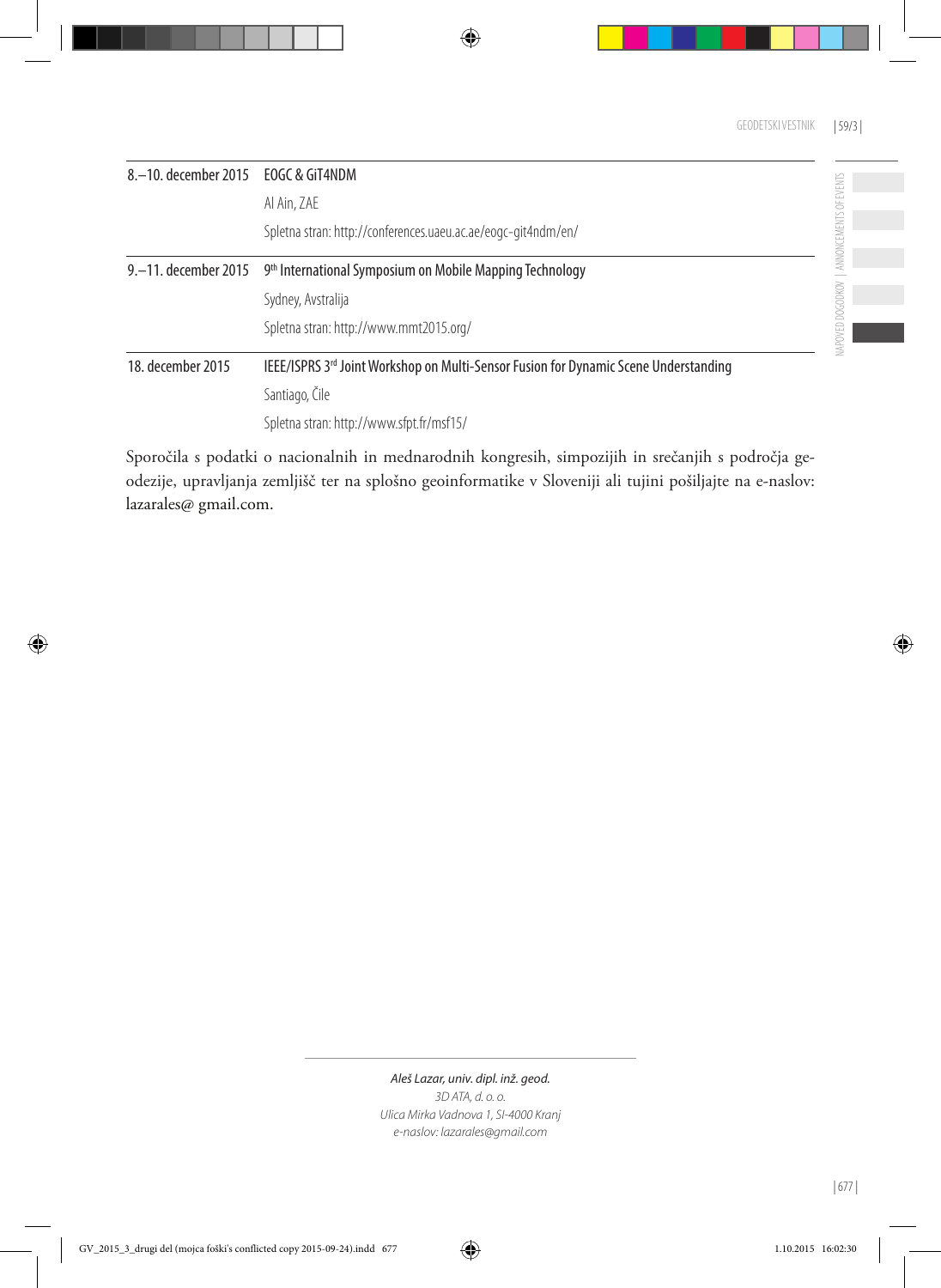| | | |
|---|---|---|
| 8.–10. december 2015 | EOGC & GiT4NDM | |
| | Al Ain, ZAE | |
| | Spletna stran: http://conferences.uaeu.ac.ae/eogc-git4ndm/en/ | |
| 9.–11. december 2015 | 9th International Symposium on Mobile Mapping Technology | |
| | Sydney, Avstralija | |
| | Spletna stran: http://www.mmt2015.org/ | |
| 18. december 2015 | IEEE/ISPRS 3rd Joint Workshop on Multi-Sensor Fusion for Dynamic Scene Understanding | |
| | Santiago, Čile | |
| | Spletna stran: http://www.sfpt.fr/msf15/ | |

Sporočila s podatki o nacionalnih in mednarodnih kongresih, simpozijih in srečanjih s področja geodezije, upravljanja zemljišč ter na splošno geoinformatike v Sloveniji ali tujini pošiljajte na e-naslov: lazarales@ gmail.com.

*Aleš Lazar, univ. dipl. inž. geod.*
*3D ATA, d. o. o.*
*Ulica Mirka Vadnova 1, SI-4000 Kranj*
*e-naslov: lazarales@gmail.com*